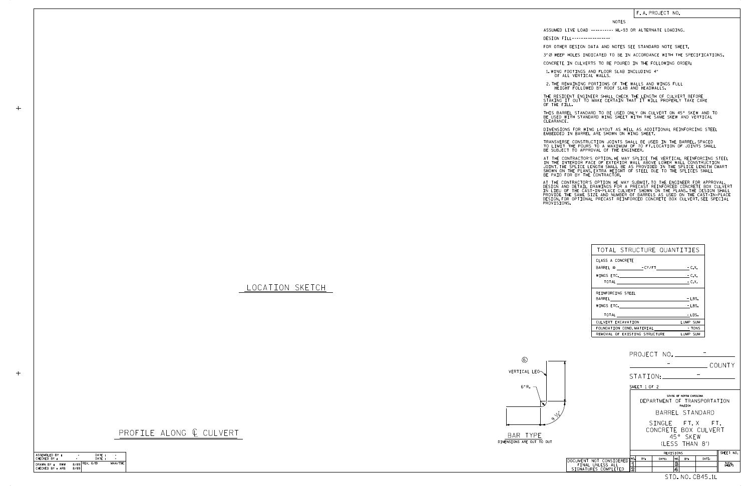F. A. PROJECT NO.

## NOTES

ASSUMED LIVE LOAD ---------- HL-93 OR ALTERNATE LOADING.

DESIGN FILL-----------------

FOR OTHER DESIGN DATA AND NOTES SEE STANDARD NOTE SHEET.

3"Ø WEEP HOLES INDICATED TO BE IN ACCORDANCE WITH THE SPECIFICATIONS.

CONCRETE IN CULVERTS TO BE POURED IN THE FOLLOWING ORDER:

1. WING FOOTINGS AND FLOOR SLAB INCLUDING 4" OF ALL VERTICAL WALLS.
2. THE REMAINING PORTIONS OF THE WALLS AND WINGS FULL HEIGHT FOLLOWED BY ROOF SLAB AND HEADWALLS.

THE RESIDENT ENGINEER SHALL CHECK THE LENGTH OF CULVERT BEFORE STAKING IT OUT TO MAKE CERTAIN THAT IT WILL PROPERLY TAKE CARE OF THE FILL.

THIS BARREL STANDARD TO BE USED ONLY ON CULVERT ON 45° SKEW AND TO BE USED WITH STANDARD WING SHEET WITH THE SAME SKEW AND VERTICAL CLEARANCE.

DIMENSIONS FOR WING LAYOUT AS WELL AS ADDITIONAL REINFORCING STEEL EMBEDDED IN BARREL ARE SHOWN ON WING SHEET.

TRANSVERSE CONSTRUCTION JOINTS SHALL BE USED IN THE BARREL, SPACED TO LIMIT THE POURS TO A MAXIMUM OF 70 FT. LOCATION OF JOINTS SHALL BE SUBJECT TO APPROVAL OF THE ENGINEER.

AT THE CONTRACTOR'S OPTION, HE MAY SPLICE THE VERTICAL REINFORCING STEEL IN THE INTERIOR FACE OF EXTERIOR WALL ABOVE LOWER WALL CONSTRUCTION JOINT. THE SPLICE LENGTH SHALL BE AS PROVIDED IN THE SPLICE LENGTH CHART SHOWN ON THE PLANS. EXTRA WEIGHT OF STEEL DUE TO THE SPLICES SHALL BE PAID FOR BY THE CONTRACTOR.

AT THE CONTRACTOR'S OPTION HE MAY SUBMIT, TO THE ENGINEER FOR APPROVAL, DESIGN AND DETAIL DRAWINGS FOR A PRECAST REINFORCED CONCRETE BOX CULVERT IN LIEU OF THE CAST-IN-PLACE CULVERT SHOWN ON THE PLANS. THE DESIGN SHALL PROVIDE THE SAME SIZE AND NUMBER OF BARRELS AS USED ON THE CAST-IN-PLACE DESIGN. FOR OPTIONAL PRECAST REINFORCED CONCRETE BOX CULVERT, SEE SPECIAL PROVISIONS.

LOCATION SKETCH

PROFILE ALONG ℄ CULVERT

| TOTAL STRUCTURE QUANTITIES | |
|---|---|
| CLASS A CONCRETE | |
| BARREL @ ________ - CY/FT | - C.Y. |
| WINGS ETC. | - C.Y. |
| TOTAL | - C.Y. |
| REINFORCING STEEL | |
| BARREL | - LBS. |
| WINGS ETC. | - LBS. |
| TOTAL | - LBS. |
| CULVERT EXCAVATION | LUMP SUM |
| FOUNDATION COND. MATERIAL | - TONS |
| REMOVAL OF EXISTING STRUCTURE | LUMP SUM |

⑥ VERTICAL LEG, 6" R., 9 1/2"

BAR TYPE
DIMENSIONS ARE OUT TO OUT

PROJECT NO. -

- COUNTY

STATION: -

SHEET 1 OF 2

STATE OF NORTH CAROLINA
DEPARTMENT OF TRANSPORTATION
RALEIGH

BARREL STANDARD

SINGLE FT. X FT.
CONCRETE BOX CULVERT
45° SKEW
(LESS THAN 8')

| REVISIONS | | | | | | | SHEET NO. |
|---|---|---|---|---|---|---|---|
| NO. | BY: | DATE: | NO. | BY: | DATE: | | |
| 1 | | | 3 | | | | TOTAL SHEETS |
| 2 | | | 4 | | | | |

DOCUMENT NOT CONSIDERED FINAL UNLESS ALL SIGNATURES COMPLETED

| ASSEMBLED BY : | - | DATE : | - |
|---|---|---|---|
| CHECKED BY : | - | DATE : | - |
| DRAWN BY : RWW | 8/89 | REV. 6/19 | MAA/THC |
| CHECKED BY : ARB | 8/89 | | |

STD. NO. CB45_1L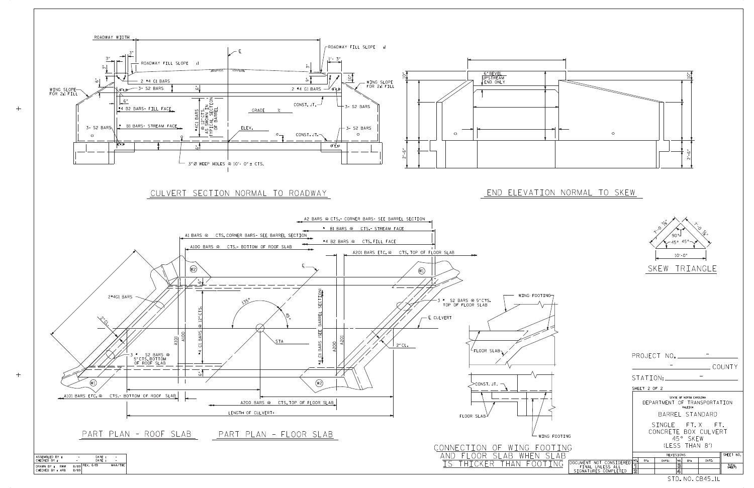## CULVERT SECTION NORMAL TO ROADWAY

ROADWAY WIDTH

ROADWAY FILL SLOPE :1

ROADWAY FILL SLOPE :1

3"

3"

3"

6"

9"

10"

1'- 3"

WING SLOPE FOR 2:1 FILL

WING SLOPE FOR 2:1 FILL

2 #4 G1 BARS

2 #4 G1 BARS

3- S2 BARS

3- S2 BARS

3- S2 BARS

3- S2 BARS

3- S2 BARS

6"

#4 B2 BARS- FILL FACE

# B1 BARS- STREAM FACE

#4C1 BARS @ 12" CTS. AS SHOWN IN TYPICAL SECTION OF BARREL

GRADE %

CONST. JT.

CONST. JT.

ELEV.

6"

3"Ø WEEP HOLES @ 10'- 0" ± CTS.

## END ELEVATION NORMAL TO SKEW

6" BEVEL UPSTREAM END ONLY

10"

10"

2'- 6"

2'- 6"

## SKEW TRIANGLE

7'-0 1/16"

7'-0 1/16"

90°

45°

45°

10'-0"

## PART PLAN - ROOF SLAB

## PART PLAN - FLOOR SLAB

A2 BARS @ CTS.- CORNER BARS- SEE BARREL SECTION

# B1 BARS @ CTS.- STREAM FACE

#4 B2 BARS @ CTS. FILL FACE

A1 BARS @ CTS. CORNER BARS- SEE BARREL SECTION

A100 BARS @ CTS.- BOTTOM OF ROOF SLAB

A201 BARS ETC. @ CTS. TOP OF FLOOR SLAB

W1

W2

W1

W2

2#4G1 BARS

2"CL.

2"CL.

3 # S2 BARS @ 5"CTS. BOTTOM OF ROOF SLAB

3 # S2 BARS @ 5"CTS. TOP OF FLOOR SLAB

6"

6"

135°

45°

#4 C1 BARS @ 12"CTS.

#4 C1 BARS (SEE BARREL SECTION)

A101

A100

A200

A201

STA

℄ CULVERT

A101 BARS ETC. @ CTS.- BOTTOM OF ROOF SLAB

A200 BARS @ CTS. TOP OF FLOOR SLAB

LENGTH OF CULVERT:

## CONNECTION OF WING FOOTING AND FLOOR SLAB WHEN SLAB IS THICKER THAN FOOTING

WING FOOTING

FLOOR SLAB

CONST. JT.

FLOOR SLAB

WING FOOTING

PROJECT NO. -

- COUNTY

STATION: -

SHEET 2 OF 2

STATE OF NORTH CAROLINA
DEPARTMENT OF TRANSPORTATION
RALEIGH

BARREL STANDARD

SINGLE FT. X FT.
CONCRETE BOX CULVERT
45° SKEW
(LESS THAN 8')

| REVISIONS | | | | | | SHEET NO. |
|---|---|---|---|---|---|---|
| NO. | BY: | DATE: | NO. | BY: | DATE: | |
| 1 | | | 3 | | | TOTAL SHEETS |
| 2 | | | 4 | | | |

DOCUMENT NOT CONSIDERED FINAL UNLESS ALL SIGNATURES COMPLETED

| | | | |
|---|---|---|---|
| ASSEMBLED BY : - | | DATE : - | |
| CHECKED BY : - | | DATE : - | |
| DRAWN BY : RWW 8/89 | REV. 6/19 | | MAA/THC |
| CHECKED BY : ARB 8/89 | | | |

STD. NO. CB45_1L